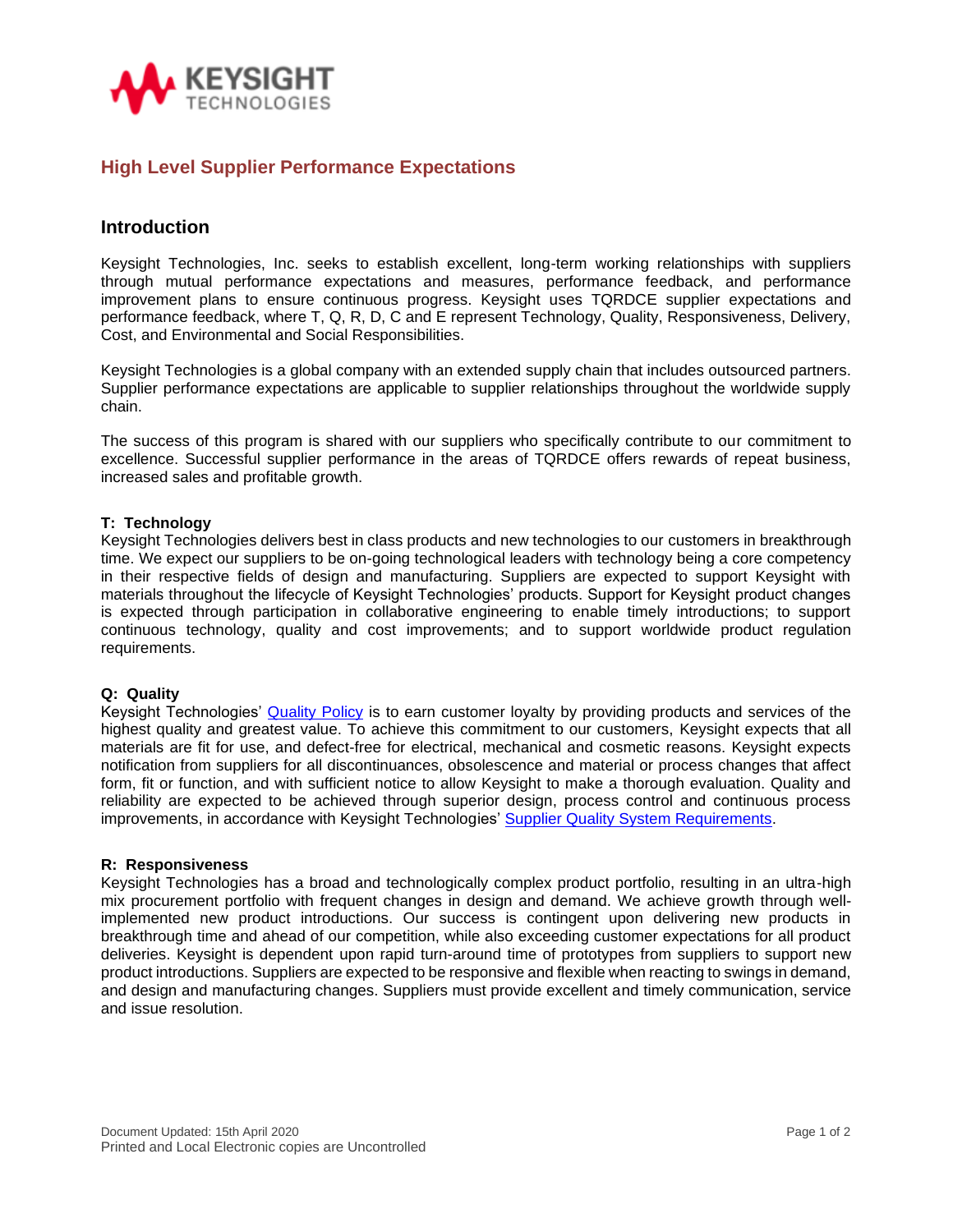# High Level Supplier Performance Expectations

## Introduction

Keysight Technologies, Inc. seeks to establish excellent, long-term working relationships with suppliers through mutual performance expectations and measures, performance feedback, and performance improvement plans to ensure continuous progress. Keysight uses TQRDCE supplier expectations and performance feedback, where T, Q, R, D, C and E represent Technology, Quality, Responsiveness, Delivery, Cost, and Environmental and Social Responsibilities.

Keysight Technologies is a global company with an extended supply chain that includes outsourced partners. Supplier performance expectations are applicable to supplier relationships throughout the worldwide supply chain.

The success of this program is shared with our suppliers who specifically contribute to our commitment to excellence. Successful supplier performance in the areas of TQRDCE offers rewards of repeat business, increased sales and profitable growth.

**T: Technology**
Keysight Technologies delivers best in class products and new technologies to our customers in breakthrough time. We expect our suppliers to be on-going technological leaders with technology being a core competency in their respective fields of design and manufacturing. Suppliers are expected to support Keysight with materials throughout the lifecycle of Keysight Technologies' products. Support for Keysight product changes is expected through participation in collaborative engineering to enable timely introductions; to support continuous technology, quality and cost improvements; and to support worldwide product regulation requirements.

**Q: Quality**
Keysight Technologies' Quality Policy is to earn customer loyalty by providing products and services of the highest quality and greatest value. To achieve this commitment to our customers, Keysight expects that all materials are fit for use, and defect-free for electrical, mechanical and cosmetic reasons. Keysight expects notification from suppliers for all discontinuances, obsolescence and material or process changes that affect form, fit or function, and with sufficient notice to allow Keysight to make a thorough evaluation. Quality and reliability are expected to be achieved through superior design, process control and continuous process improvements, in accordance with Keysight Technologies' Supplier Quality System Requirements.

**R: Responsiveness**
Keysight Technologies has a broad and technologically complex product portfolio, resulting in an ultra-high mix procurement portfolio with frequent changes in design and demand. We achieve growth through well-implemented new product introductions. Our success is contingent upon delivering new products in breakthrough time and ahead of our competition, while also exceeding customer expectations for all product deliveries. Keysight is dependent upon rapid turn-around time of prototypes from suppliers to support new product introductions. Suppliers are expected to be responsive and flexible when reacting to swings in demand, and design and manufacturing changes. Suppliers must provide excellent and timely communication, service and issue resolution.

Document Updated: 15th April 2020
Printed and Local Electronic copies are Uncontrolled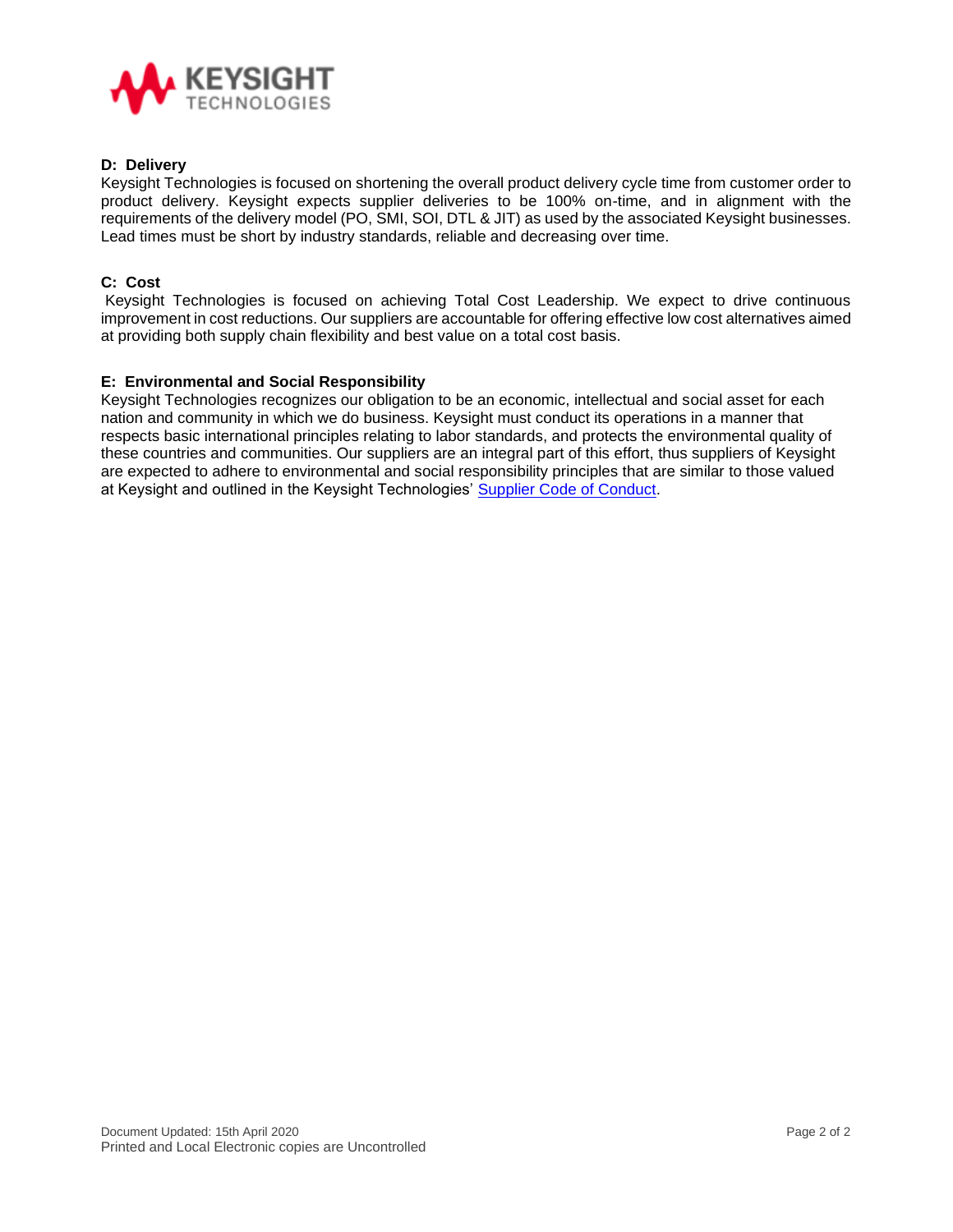### D: Delivery

Keysight Technologies is focused on shortening the overall product delivery cycle time from customer order to product delivery. Keysight expects supplier deliveries to be 100% on-time, and in alignment with the requirements of the delivery model (PO, SMI, SOI, DTL & JIT) as used by the associated Keysight businesses. Lead times must be short by industry standards, reliable and decreasing over time.

### C: Cost

Keysight Technologies is focused on achieving Total Cost Leadership. We expect to drive continuous improvement in cost reductions. Our suppliers are accountable for offering effective low cost alternatives aimed at providing both supply chain flexibility and best value on a total cost basis.

### E: Environmental and Social Responsibility

Keysight Technologies recognizes our obligation to be an economic, intellectual and social asset for each nation and community in which we do business. Keysight must conduct its operations in a manner that respects basic international principles relating to labor standards, and protects the environmental quality of these countries and communities. Our suppliers are an integral part of this effort, thus suppliers of Keysight are expected to adhere to environmental and social responsibility principles that are similar to those valued at Keysight and outlined in the Keysight Technologies' Supplier Code of Conduct.

Document Updated: 15th April 2020
Printed and Local Electronic copies are Uncontrolled